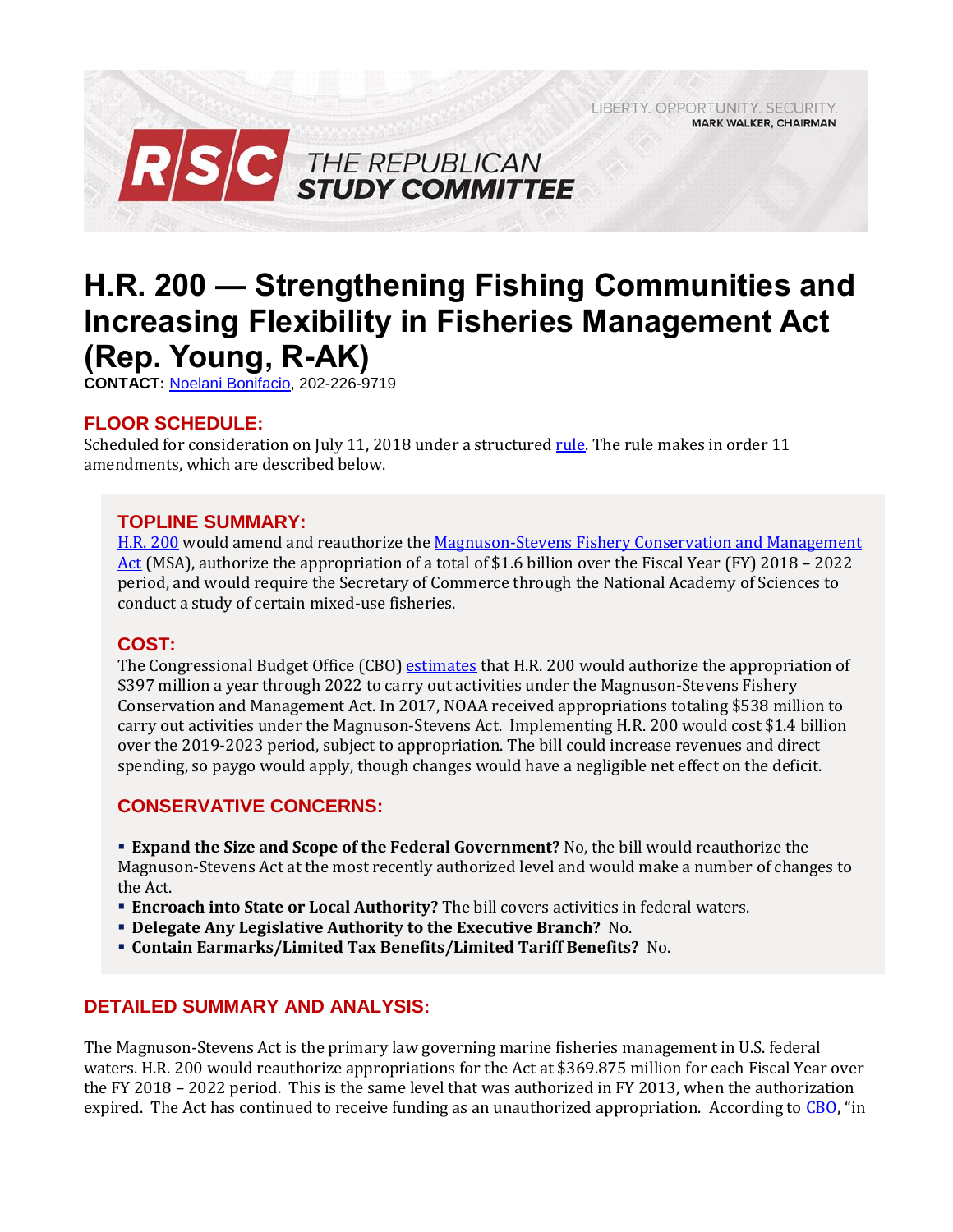LIBERTY. OPPORTUNITY. SECURITY.
MARK WALKER, CHAIRMAN

RSC THE REPUBLICAN STUDY COMMITTEE

# H.R. 200 — Strengthening Fishing Communities and Increasing Flexibility in Fisheries Management Act (Rep. Young, R-AK)

**CONTACT:** Noelani Bonifacio, 202-226-9719

## FLOOR SCHEDULE:

Scheduled for consideration on July 11, 2018 under a structured rule. The rule makes in order 11 amendments, which are described below.

## TOPLINE SUMMARY:

H.R. 200 would amend and reauthorize the Magnuson-Stevens Fishery Conservation and Management Act (MSA), authorize the appropriation of a total of $1.6 billion over the Fiscal Year (FY) 2018 – 2022 period, and would require the Secretary of Commerce through the National Academy of Sciences to conduct a study of certain mixed-use fisheries.

## COST:

The Congressional Budget Office (CBO) estimates that H.R. 200 would authorize the appropriation of $397 million a year through 2022 to carry out activities under the Magnuson-Stevens Fishery Conservation and Management Act. In 2017, NOAA received appropriations totaling $538 million to carry out activities under the Magnuson-Stevens Act. Implementing H.R. 200 would cost $1.4 billion over the 2019-2023 period, subject to appropriation. The bill could increase revenues and direct spending, so paygo would apply, though changes would have a negligible net effect on the deficit.

## CONSERVATIVE CONCERNS:

- **Expand the Size and Scope of the Federal Government?** No, the bill would reauthorize the Magnuson-Stevens Act at the most recently authorized level and would make a number of changes to the Act.
- **Encroach into State or Local Authority?** The bill covers activities in federal waters.
- **Delegate Any Legislative Authority to the Executive Branch?** No.
- **Contain Earmarks/Limited Tax Benefits/Limited Tariff Benefits?** No.

## DETAILED SUMMARY AND ANALYSIS:

The Magnuson-Stevens Act is the primary law governing marine fisheries management in U.S. federal waters. H.R. 200 would reauthorize appropriations for the Act at $369.875 million for each Fiscal Year over the FY 2018 – 2022 period. This is the same level that was authorized in FY 2013, when the authorization expired. The Act has continued to receive funding as an unauthorized appropriation. According to CBO, "in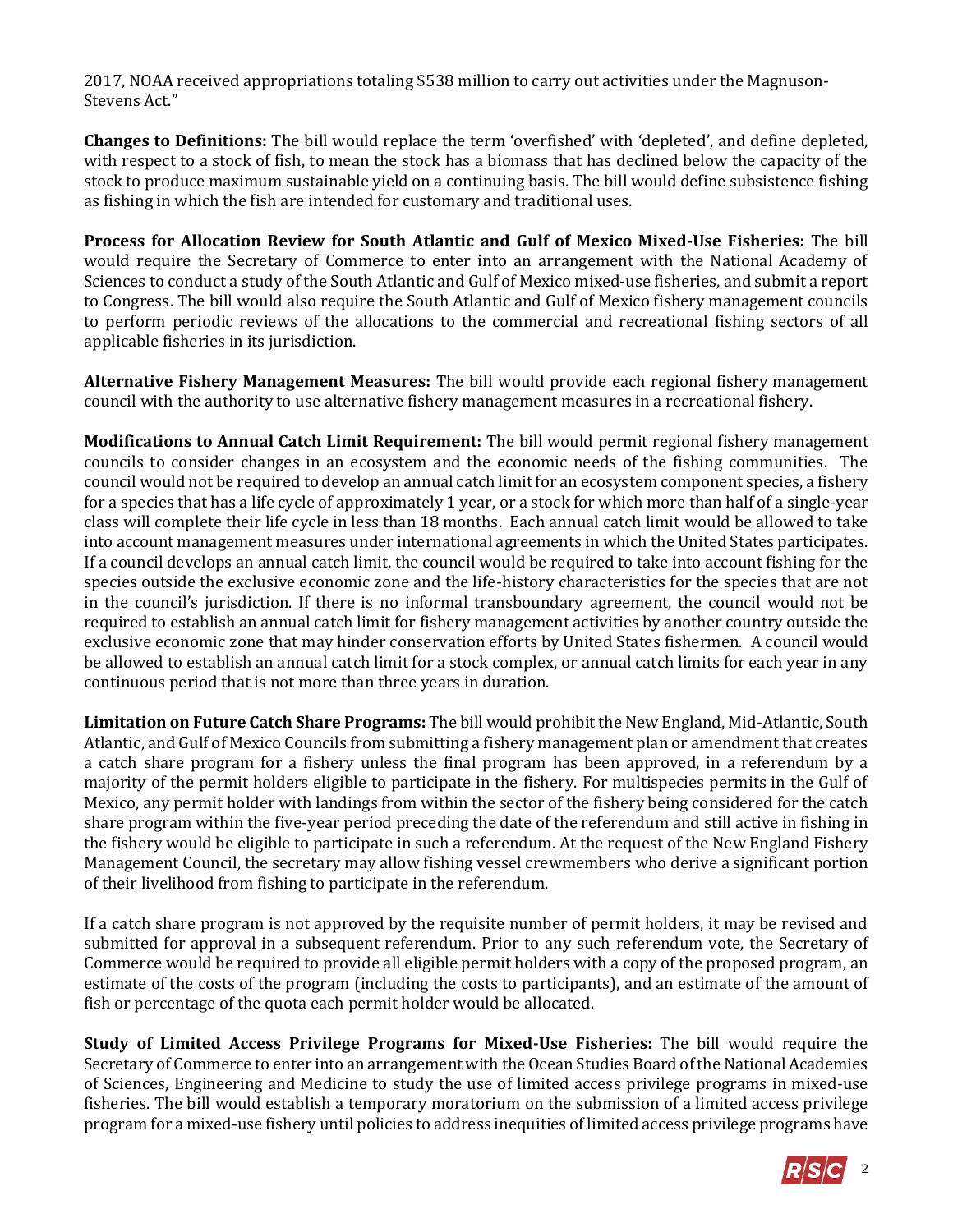2017, NOAA received appropriations totaling $538 million to carry out activities under the Magnuson-Stevens Act."

**Changes to Definitions:** The bill would replace the term 'overfished' with 'depleted', and define depleted, with respect to a stock of fish, to mean the stock has a biomass that has declined below the capacity of the stock to produce maximum sustainable yield on a continuing basis. The bill would define subsistence fishing as fishing in which the fish are intended for customary and traditional uses.

**Process for Allocation Review for South Atlantic and Gulf of Mexico Mixed-Use Fisheries:** The bill would require the Secretary of Commerce to enter into an arrangement with the National Academy of Sciences to conduct a study of the South Atlantic and Gulf of Mexico mixed-use fisheries, and submit a report to Congress. The bill would also require the South Atlantic and Gulf of Mexico fishery management councils to perform periodic reviews of the allocations to the commercial and recreational fishing sectors of all applicable fisheries in its jurisdiction.

**Alternative Fishery Management Measures:** The bill would provide each regional fishery management council with the authority to use alternative fishery management measures in a recreational fishery.

**Modifications to Annual Catch Limit Requirement:** The bill would permit regional fishery management councils to consider changes in an ecosystem and the economic needs of the fishing communities. The council would not be required to develop an annual catch limit for an ecosystem component species, a fishery for a species that has a life cycle of approximately 1 year, or a stock for which more than half of a single-year class will complete their life cycle in less than 18 months. Each annual catch limit would be allowed to take into account management measures under international agreements in which the United States participates. If a council develops an annual catch limit, the council would be required to take into account fishing for the species outside the exclusive economic zone and the life-history characteristics for the species that are not in the council's jurisdiction. If there is no informal transboundary agreement, the council would not be required to establish an annual catch limit for fishery management activities by another country outside the exclusive economic zone that may hinder conservation efforts by United States fishermen. A council would be allowed to establish an annual catch limit for a stock complex, or annual catch limits for each year in any continuous period that is not more than three years in duration.

**Limitation on Future Catch Share Programs:** The bill would prohibit the New England, Mid-Atlantic, South Atlantic, and Gulf of Mexico Councils from submitting a fishery management plan or amendment that creates a catch share program for a fishery unless the final program has been approved, in a referendum by a majority of the permit holders eligible to participate in the fishery. For multispecies permits in the Gulf of Mexico, any permit holder with landings from within the sector of the fishery being considered for the catch share program within the five-year period preceding the date of the referendum and still active in fishing in the fishery would be eligible to participate in such a referendum. At the request of the New England Fishery Management Council, the secretary may allow fishing vessel crewmembers who derive a significant portion of their livelihood from fishing to participate in the referendum.

If a catch share program is not approved by the requisite number of permit holders, it may be revised and submitted for approval in a subsequent referendum. Prior to any such referendum vote, the Secretary of Commerce would be required to provide all eligible permit holders with a copy of the proposed program, an estimate of the costs of the program (including the costs to participants), and an estimate of the amount of fish or percentage of the quota each permit holder would be allocated.

**Study of Limited Access Privilege Programs for Mixed-Use Fisheries:** The bill would require the Secretary of Commerce to enter into an arrangement with the Ocean Studies Board of the National Academies of Sciences, Engineering and Medicine to study the use of limited access privilege programs in mixed-use fisheries. The bill would establish a temporary moratorium on the submission of a limited access privilege program for a mixed-use fishery until policies to address inequities of limited access privilege programs have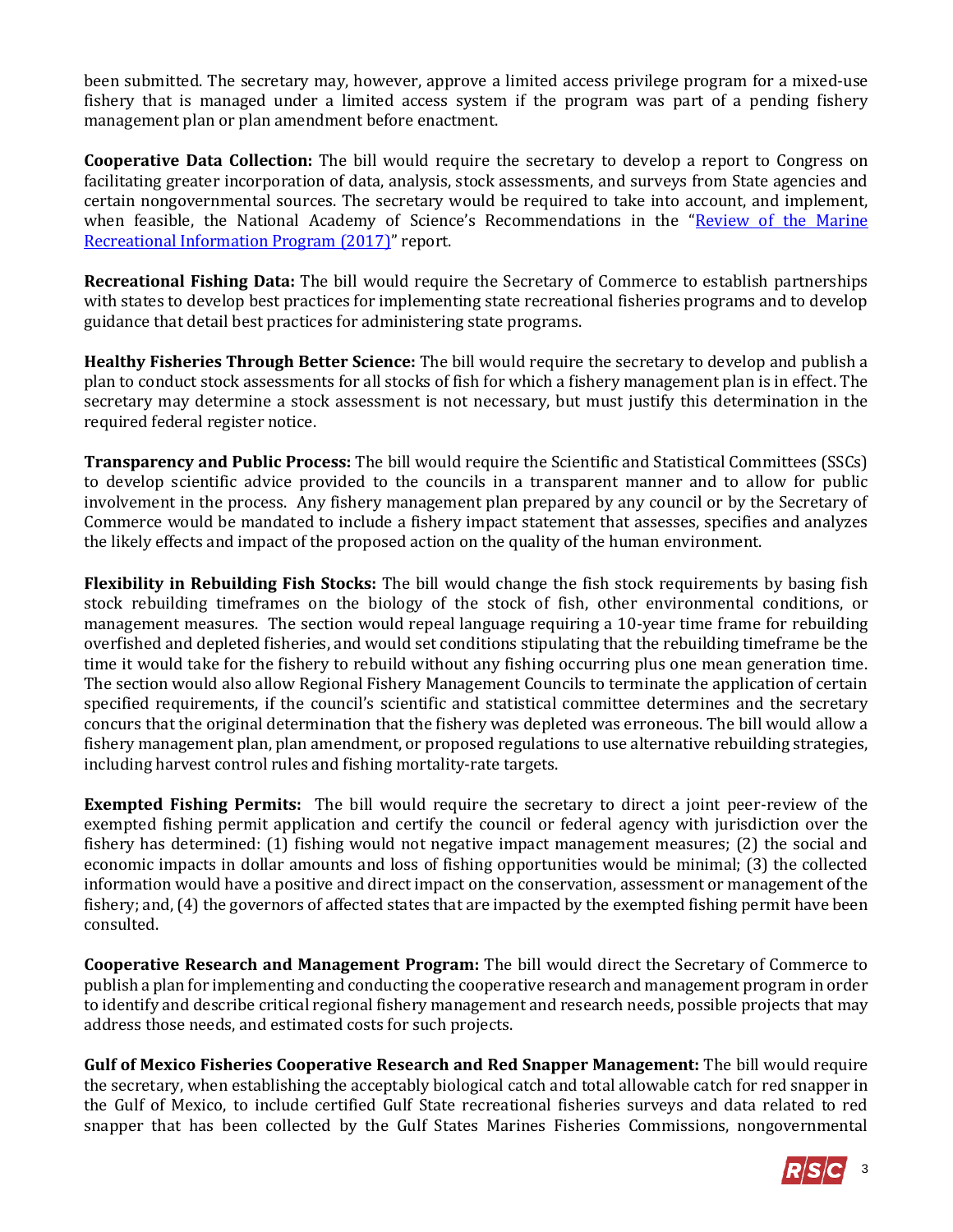been submitted. The secretary may, however, approve a limited access privilege program for a mixed-use fishery that is managed under a limited access system if the program was part of a pending fishery management plan or plan amendment before enactment.

**Cooperative Data Collection:** The bill would require the secretary to develop a report to Congress on facilitating greater incorporation of data, analysis, stock assessments, and surveys from State agencies and certain nongovernmental sources. The secretary would be required to take into account, and implement, when feasible, the National Academy of Science's Recommendations in the "[Review of the Marine Recreational Information Program (2017)]" report.

**Recreational Fishing Data:** The bill would require the Secretary of Commerce to establish partnerships with states to develop best practices for implementing state recreational fisheries programs and to develop guidance that detail best practices for administering state programs.

**Healthy Fisheries Through Better Science:** The bill would require the secretary to develop and publish a plan to conduct stock assessments for all stocks of fish for which a fishery management plan is in effect. The secretary may determine a stock assessment is not necessary, but must justify this determination in the required federal register notice.

**Transparency and Public Process:** The bill would require the Scientific and Statistical Committees (SSCs) to develop scientific advice provided to the councils in a transparent manner and to allow for public involvement in the process. Any fishery management plan prepared by any council or by the Secretary of Commerce would be mandated to include a fishery impact statement that assesses, specifies and analyzes the likely effects and impact of the proposed action on the quality of the human environment.

**Flexibility in Rebuilding Fish Stocks:** The bill would change the fish stock requirements by basing fish stock rebuilding timeframes on the biology of the stock of fish, other environmental conditions, or management measures. The section would repeal language requiring a 10-year time frame for rebuilding overfished and depleted fisheries, and would set conditions stipulating that the rebuilding timeframe be the time it would take for the fishery to rebuild without any fishing occurring plus one mean generation time. The section would also allow Regional Fishery Management Councils to terminate the application of certain specified requirements, if the council's scientific and statistical committee determines and the secretary concurs that the original determination that the fishery was depleted was erroneous. The bill would allow a fishery management plan, plan amendment, or proposed regulations to use alternative rebuilding strategies, including harvest control rules and fishing mortality-rate targets.

**Exempted Fishing Permits:** The bill would require the secretary to direct a joint peer-review of the exempted fishing permit application and certify the council or federal agency with jurisdiction over the fishery has determined: (1) fishing would not negative impact management measures; (2) the social and economic impacts in dollar amounts and loss of fishing opportunities would be minimal; (3) the collected information would have a positive and direct impact on the conservation, assessment or management of the fishery; and, (4) the governors of affected states that are impacted by the exempted fishing permit have been consulted.

**Cooperative Research and Management Program:** The bill would direct the Secretary of Commerce to publish a plan for implementing and conducting the cooperative research and management program in order to identify and describe critical regional fishery management and research needs, possible projects that may address those needs, and estimated costs for such projects.

**Gulf of Mexico Fisheries Cooperative Research and Red Snapper Management:** The bill would require the secretary, when establishing the acceptably biological catch and total allowable catch for red snapper in the Gulf of Mexico, to include certified Gulf State recreational fisheries surveys and data related to red snapper that has been collected by the Gulf States Marines Fisheries Commissions, nongovernmental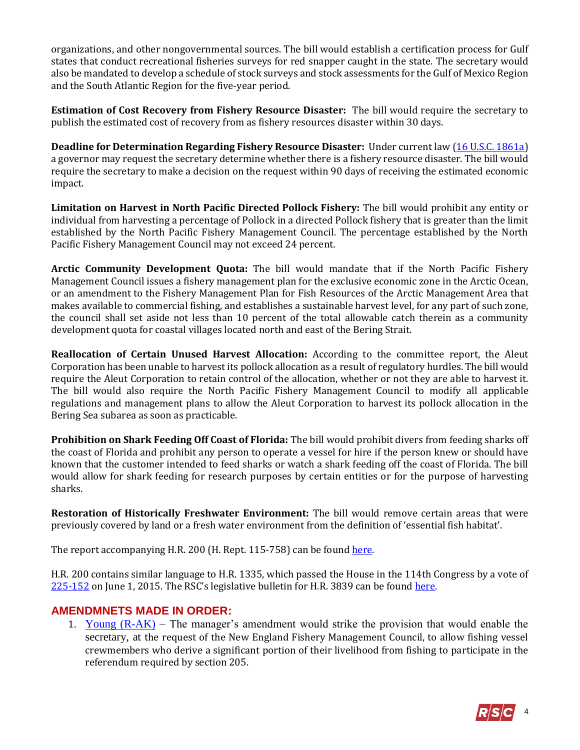organizations, and other nongovernmental sources. The bill would establish a certification process for Gulf states that conduct recreational fisheries surveys for red snapper caught in the state. The secretary would also be mandated to develop a schedule of stock surveys and stock assessments for the Gulf of Mexico Region and the South Atlantic Region for the five-year period.

**Estimation of Cost Recovery from Fishery Resource Disaster:** The bill would require the secretary to publish the estimated cost of recovery from as fishery resources disaster within 30 days.

**Deadline for Determination Regarding Fishery Resource Disaster:** Under current law (16 U.S.C. 1861a) a governor may request the secretary determine whether there is a fishery resource disaster. The bill would require the secretary to make a decision on the request within 90 days of receiving the estimated economic impact.

**Limitation on Harvest in North Pacific Directed Pollock Fishery:** The bill would prohibit any entity or individual from harvesting a percentage of Pollock in a directed Pollock fishery that is greater than the limit established by the North Pacific Fishery Management Council. The percentage established by the North Pacific Fishery Management Council may not exceed 24 percent.

**Arctic Community Development Quota:** The bill would mandate that if the North Pacific Fishery Management Council issues a fishery management plan for the exclusive economic zone in the Arctic Ocean, or an amendment to the Fishery Management Plan for Fish Resources of the Arctic Management Area that makes available to commercial fishing, and establishes a sustainable harvest level, for any part of such zone, the council shall set aside not less than 10 percent of the total allowable catch therein as a community development quota for coastal villages located north and east of the Bering Strait.

**Reallocation of Certain Unused Harvest Allocation:** According to the committee report, the Aleut Corporation has been unable to harvest its pollock allocation as a result of regulatory hurdles. The bill would require the Aleut Corporation to retain control of the allocation, whether or not they are able to harvest it. The bill would also require the North Pacific Fishery Management Council to modify all applicable regulations and management plans to allow the Aleut Corporation to harvest its pollock allocation in the Bering Sea subarea as soon as practicable.

**Prohibition on Shark Feeding Off Coast of Florida:** The bill would prohibit divers from feeding sharks off the coast of Florida and prohibit any person to operate a vessel for hire if the person knew or should have known that the customer intended to feed sharks or watch a shark feeding off the coast of Florida. The bill would allow for shark feeding for research purposes by certain entities or for the purpose of harvesting sharks.

**Restoration of Historically Freshwater Environment:** The bill would remove certain areas that were previously covered by land or a fresh water environment from the definition of 'essential fish habitat'.

The report accompanying H.R. 200 (H. Rept. 115-758) can be found here.

H.R. 200 contains similar language to H.R. 1335, which passed the House in the 114th Congress by a vote of 225-152 on June 1, 2015. The RSC's legislative bulletin for H.R. 3839 can be found here.

## AMENDMNETS MADE IN ORDER:

1. Young (R-AK) – The manager's amendment would strike the provision that would enable the secretary, at the request of the New England Fishery Management Council, to allow fishing vessel crewmembers who derive a significant portion of their livelihood from fishing to participate in the referendum required by section 205.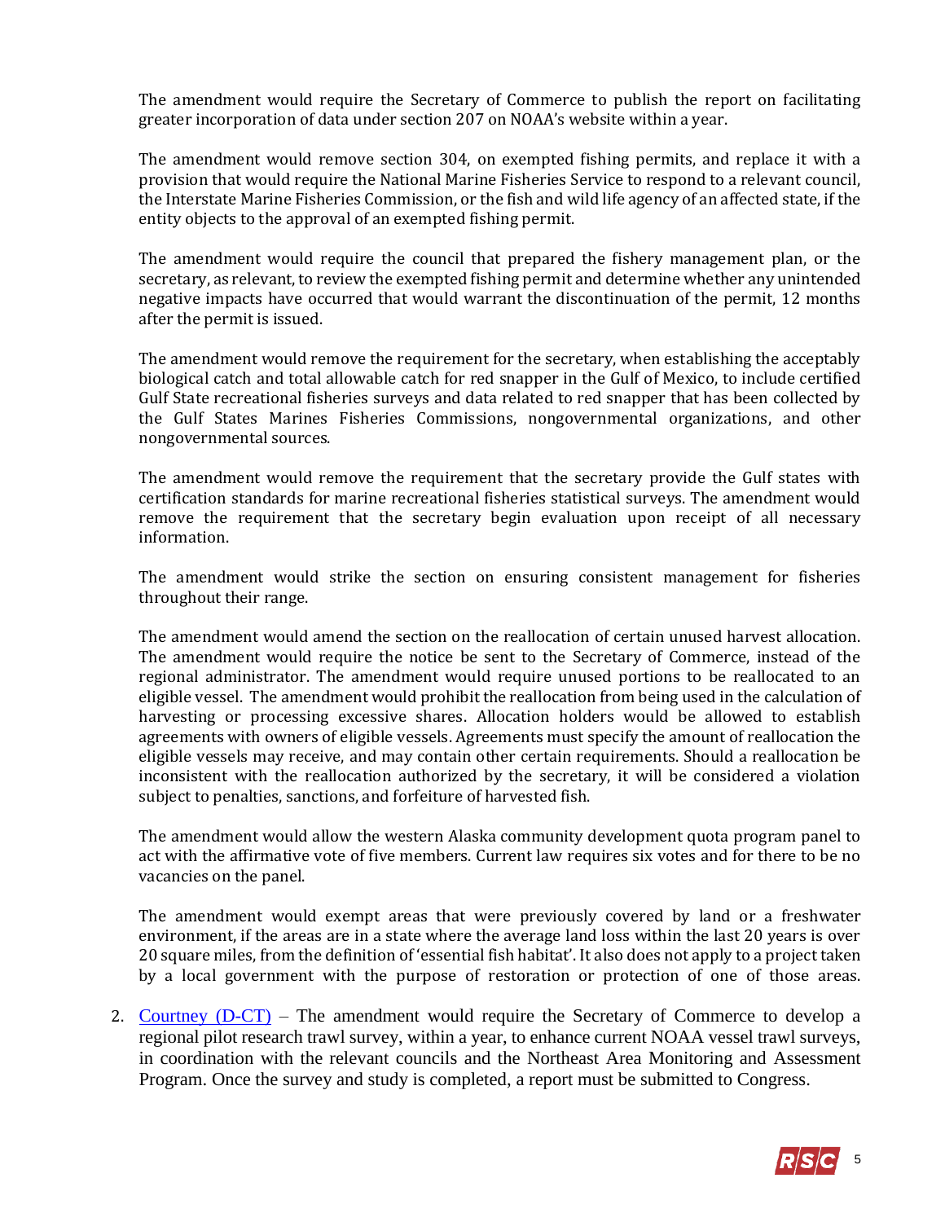The amendment would require the Secretary of Commerce to publish the report on facilitating greater incorporation of data under section 207 on NOAA's website within a year.

The amendment would remove section 304, on exempted fishing permits, and replace it with a provision that would require the National Marine Fisheries Service to respond to a relevant council, the Interstate Marine Fisheries Commission, or the fish and wild life agency of an affected state, if the entity objects to the approval of an exempted fishing permit.

The amendment would require the council that prepared the fishery management plan, or the secretary, as relevant, to review the exempted fishing permit and determine whether any unintended negative impacts have occurred that would warrant the discontinuation of the permit, 12 months after the permit is issued.

The amendment would remove the requirement for the secretary, when establishing the acceptably biological catch and total allowable catch for red snapper in the Gulf of Mexico, to include certified Gulf State recreational fisheries surveys and data related to red snapper that has been collected by the Gulf States Marines Fisheries Commissions, nongovernmental organizations, and other nongovernmental sources.

The amendment would remove the requirement that the secretary provide the Gulf states with certification standards for marine recreational fisheries statistical surveys. The amendment would remove the requirement that the secretary begin evaluation upon receipt of all necessary information.

The amendment would strike the section on ensuring consistent management for fisheries throughout their range.

The amendment would amend the section on the reallocation of certain unused harvest allocation. The amendment would require the notice be sent to the Secretary of Commerce, instead of the regional administrator. The amendment would require unused portions to be reallocated to an eligible vessel. The amendment would prohibit the reallocation from being used in the calculation of harvesting or processing excessive shares. Allocation holders would be allowed to establish agreements with owners of eligible vessels. Agreements must specify the amount of reallocation the eligible vessels may receive, and may contain other certain requirements. Should a reallocation be inconsistent with the reallocation authorized by the secretary, it will be considered a violation subject to penalties, sanctions, and forfeiture of harvested fish.

The amendment would allow the western Alaska community development quota program panel to act with the affirmative vote of five members. Current law requires six votes and for there to be no vacancies on the panel.

The amendment would exempt areas that were previously covered by land or a freshwater environment, if the areas are in a state where the average land loss within the last 20 years is over 20 square miles, from the definition of 'essential fish habitat'. It also does not apply to a project taken by a local government with the purpose of restoration or protection of one of those areas.

2. Courtney (D-CT) – The amendment would require the Secretary of Commerce to develop a regional pilot research trawl survey, within a year, to enhance current NOAA vessel trawl surveys, in coordination with the relevant councils and the Northeast Area Monitoring and Assessment Program. Once the survey and study is completed, a report must be submitted to Congress.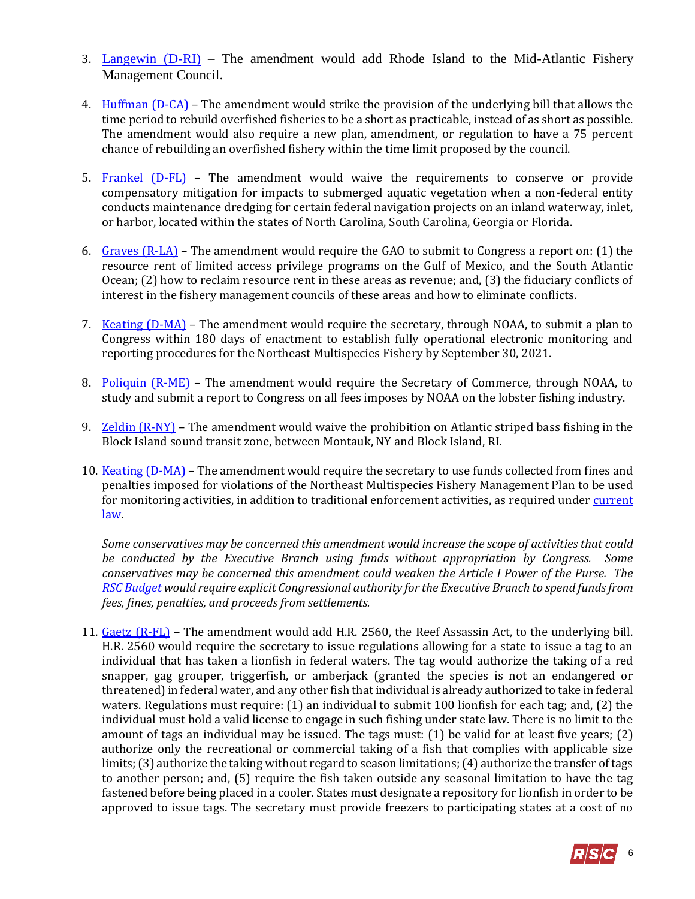3. [Langewin (D-RI)](#) – The amendment would add Rhode Island to the Mid-Atlantic Fishery Management Council.

4. [Huffman (D-CA)](#) – The amendment would strike the provision of the underlying bill that allows the time period to rebuild overfished fisheries to be a short as practicable, instead of as short as possible. The amendment would also require a new plan, amendment, or regulation to have a 75 percent chance of rebuilding an overfished fishery within the time limit proposed by the council.

5. [Frankel (D-FL)](#) – The amendment would waive the requirements to conserve or provide compensatory mitigation for impacts to submerged aquatic vegetation when a non-federal entity conducts maintenance dredging for certain federal navigation projects on an inland waterway, inlet, or harbor, located within the states of North Carolina, South Carolina, Georgia or Florida.

6. [Graves (R-LA)](#) – The amendment would require the GAO to submit to Congress a report on: (1) the resource rent of limited access privilege programs on the Gulf of Mexico, and the South Atlantic Ocean; (2) how to reclaim resource rent in these areas as revenue; and, (3) the fiduciary conflicts of interest in the fishery management councils of these areas and how to eliminate conflicts.

7. [Keating (D-MA)](#) – The amendment would require the secretary, through NOAA, to submit a plan to Congress within 180 days of enactment to establish fully operational electronic monitoring and reporting procedures for the Northeast Multispecies Fishery by September 30, 2021.

8. [Poliquin (R-ME)](#) – The amendment would require the Secretary of Commerce, through NOAA, to study and submit a report to Congress on all fees imposes by NOAA on the lobster fishing industry.

9. [Zeldin (R-NY)](#) – The amendment would waive the prohibition on Atlantic striped bass fishing in the Block Island sound transit zone, between Montauk, NY and Block Island, RI.

10. [Keating (D-MA)](#) – The amendment would require the secretary to use funds collected from fines and penalties imposed for violations of the Northeast Multispecies Fishery Management Plan to be used for monitoring activities, in addition to traditional enforcement activities, as required under [current law](#).

    *Some conservatives may be concerned this amendment would increase the scope of activities that could be conducted by the Executive Branch using funds without appropriation by Congress. Some conservatives may be concerned this amendment could weaken the Article I Power of the Purse. The [RSC Budget](#) would require explicit Congressional authority for the Executive Branch to spend funds from fees, fines, penalties, and proceeds from settlements.*

11. [Gaetz (R-FL)](#) – The amendment would add H.R. 2560, the Reef Assassin Act, to the underlying bill. H.R. 2560 would require the secretary to issue regulations allowing for a state to issue a tag to an individual that has taken a lionfish in federal waters. The tag would authorize the taking of a red snapper, gag grouper, triggerfish, or amberjack (granted the species is not an endangered or threatened) in federal water, and any other fish that individual is already authorized to take in federal waters. Regulations must require: (1) an individual to submit 100 lionfish for each tag; and, (2) the individual must hold a valid license to engage in such fishing under state law. There is no limit to the amount of tags an individual may be issued. The tags must: (1) be valid for at least five years; (2) authorize only the recreational or commercial taking of a fish that complies with applicable size limits; (3) authorize the taking without regard to season limitations; (4) authorize the transfer of tags to another person; and, (5) require the fish taken outside any seasonal limitation to have the tag fastened before being placed in a cooler. States must designate a repository for lionfish in order to be approved to issue tags. The secretary must provide freezers to participating states at a cost of no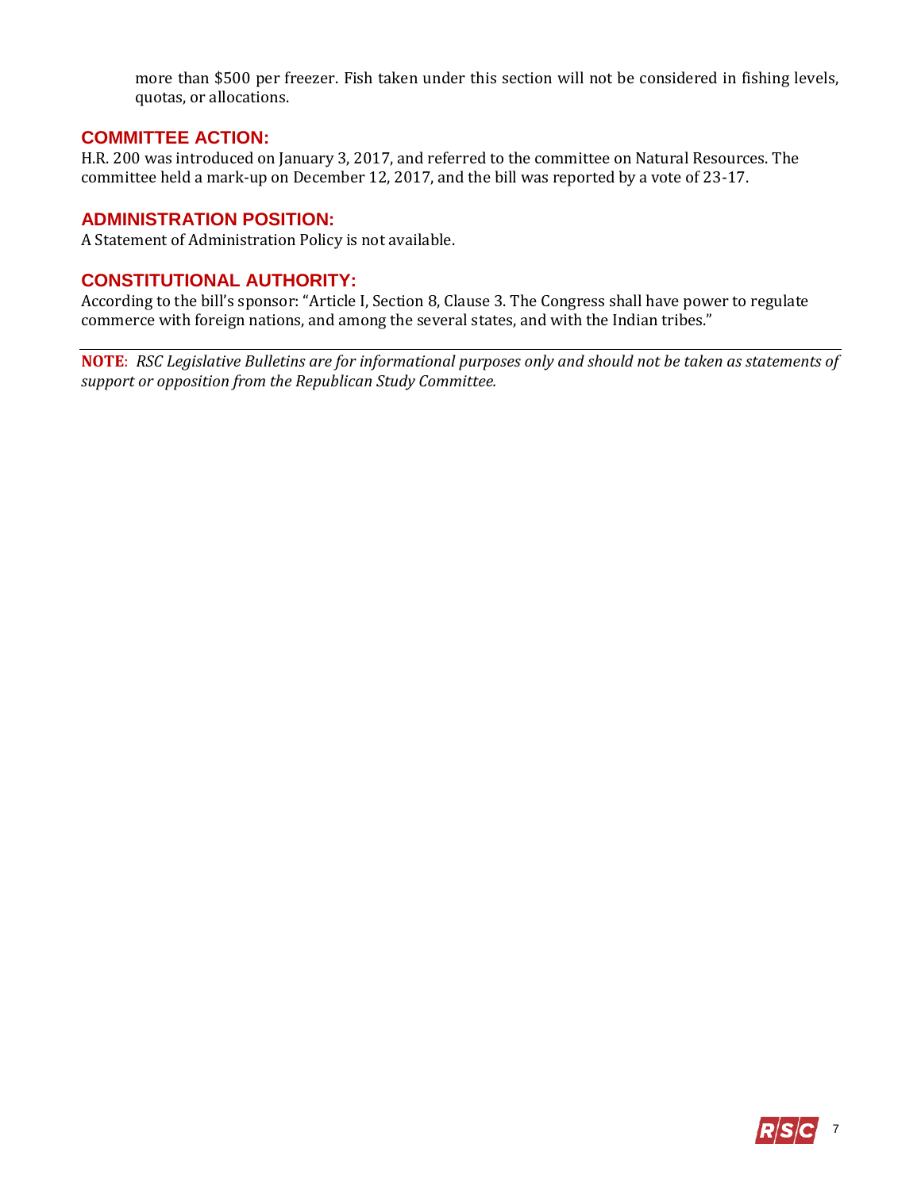more than $500 per freezer. Fish taken under this section will not be considered in fishing levels, quotas, or allocations.

## COMMITTEE ACTION:

H.R. 200 was introduced on January 3, 2017, and referred to the committee on Natural Resources. The committee held a mark-up on December 12, 2017, and the bill was reported by a vote of 23-17.

## ADMINISTRATION POSITION:

A Statement of Administration Policy is not available.

## CONSTITUTIONAL AUTHORITY:

According to the bill's sponsor: "Article I, Section 8, Clause 3. The Congress shall have power to regulate commerce with foreign nations, and among the several states, and with the Indian tribes."

---

**NOTE**: *RSC Legislative Bulletins are for informational purposes only and should not be taken as statements of support or opposition from the Republican Study Committee.*